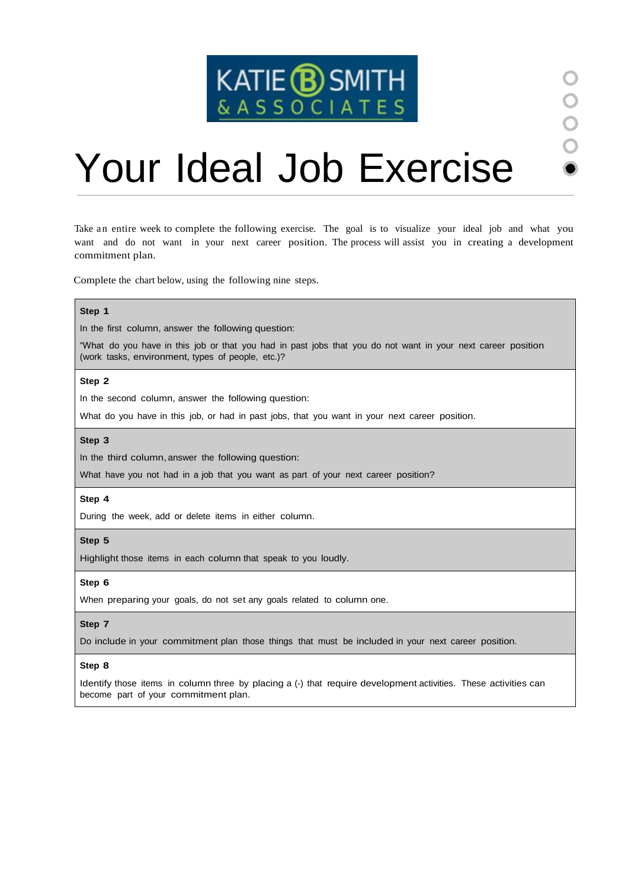KATIE B SMITH & ASSOCIATES

# Your Ideal Job Exercise

Take an entire week to complete the following exercise. The goal is to visualize your ideal job and what you want and do not want in your next career position. The process will assist you in creating a development commitment plan.

Complete the chart below, using the following nine steps.

**Step 1**

In the first column, answer the following question:

"What do you have in this job or that you had in past jobs that you do not want in your next career position (work tasks, environment, types of people, etc.)?

**Step 2**

In the second column, answer the following question:

What do you have in this job, or had in past jobs, that you want in your next career position.

**Step 3**

In the third column, answer the following question:

What have you not had in a job that you want as part of your next career position?

**Step 4**

During the week, add or delete items in either column.

**Step 5**

Highlight those items in each column that speak to you loudly.

**Step 6**

When preparing your goals, do not set any goals related to column one.

**Step 7**

Do include in your commitment plan those things that must be included in your next career position.

**Step 8**

Identify those items in column three by placing a (-) that require development activities. These activities can become part of your commitment plan.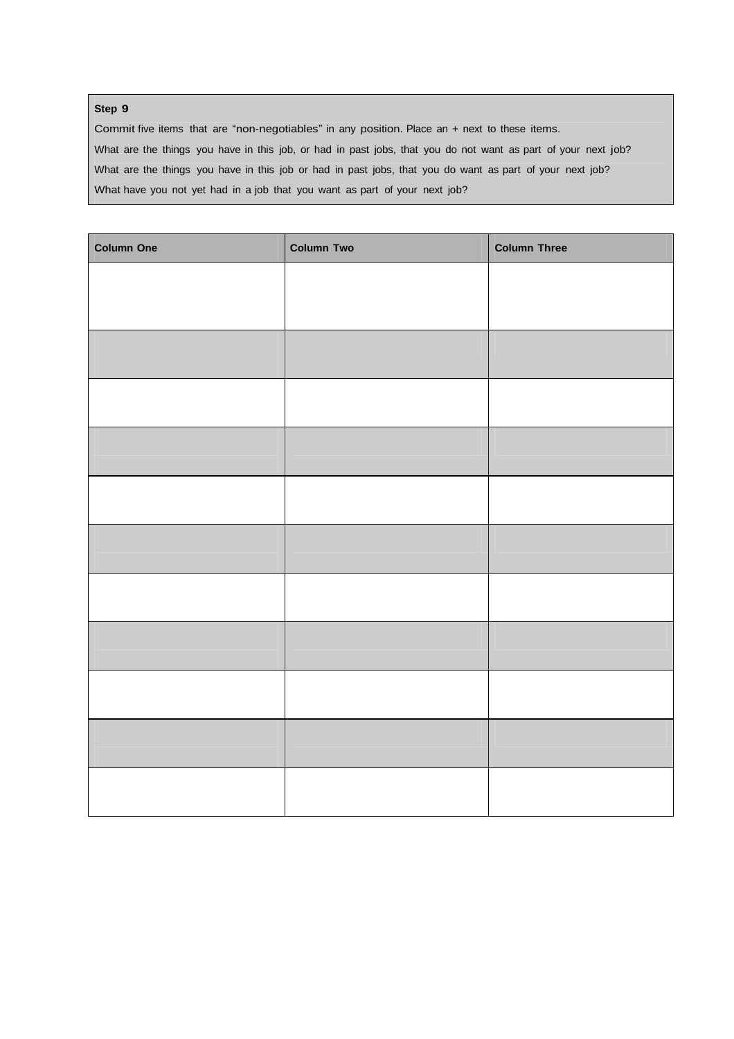**Step 9**

Commit five items that are "non-negotiables" in any position. Place an + next to these items.

What are the things you have in this job, or had in past jobs, that you do not want as part of your next job?

What are the things you have in this job or had in past jobs, that you do want as part of your next job?

What have you not yet had in a job that you want as part of your next job?

| Column One | Column Two | Column Three |
| --- | --- | --- |
| | | |
| | | |
| | | |
| | | |
| | | |
| | | |
| | | |
| | | |
| | | |
| | | |
| | | |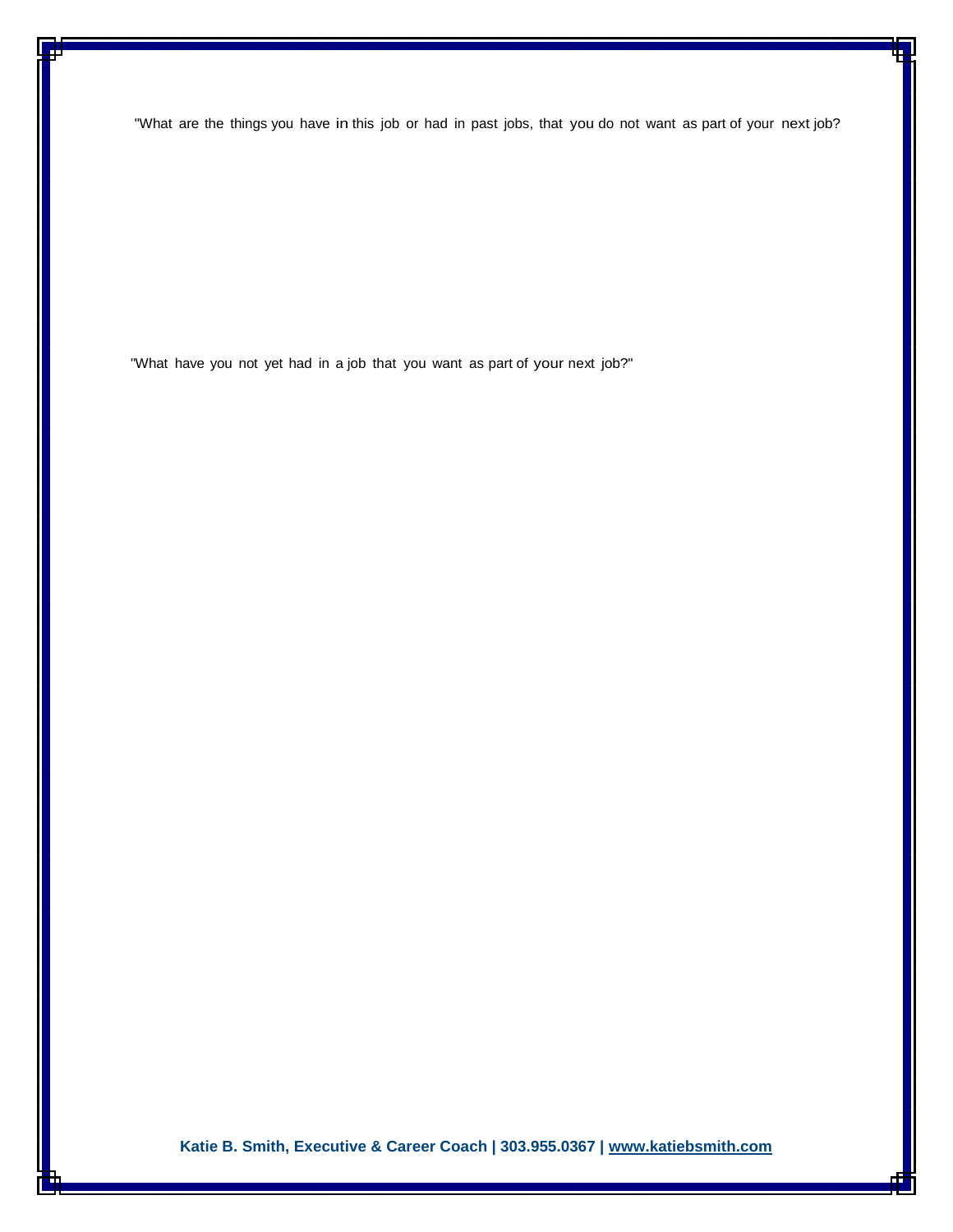"What are the things you have in this job or had in past jobs, that you do not want as part of your next job?

"What have you not yet had in a job that you want as part of your next job?"